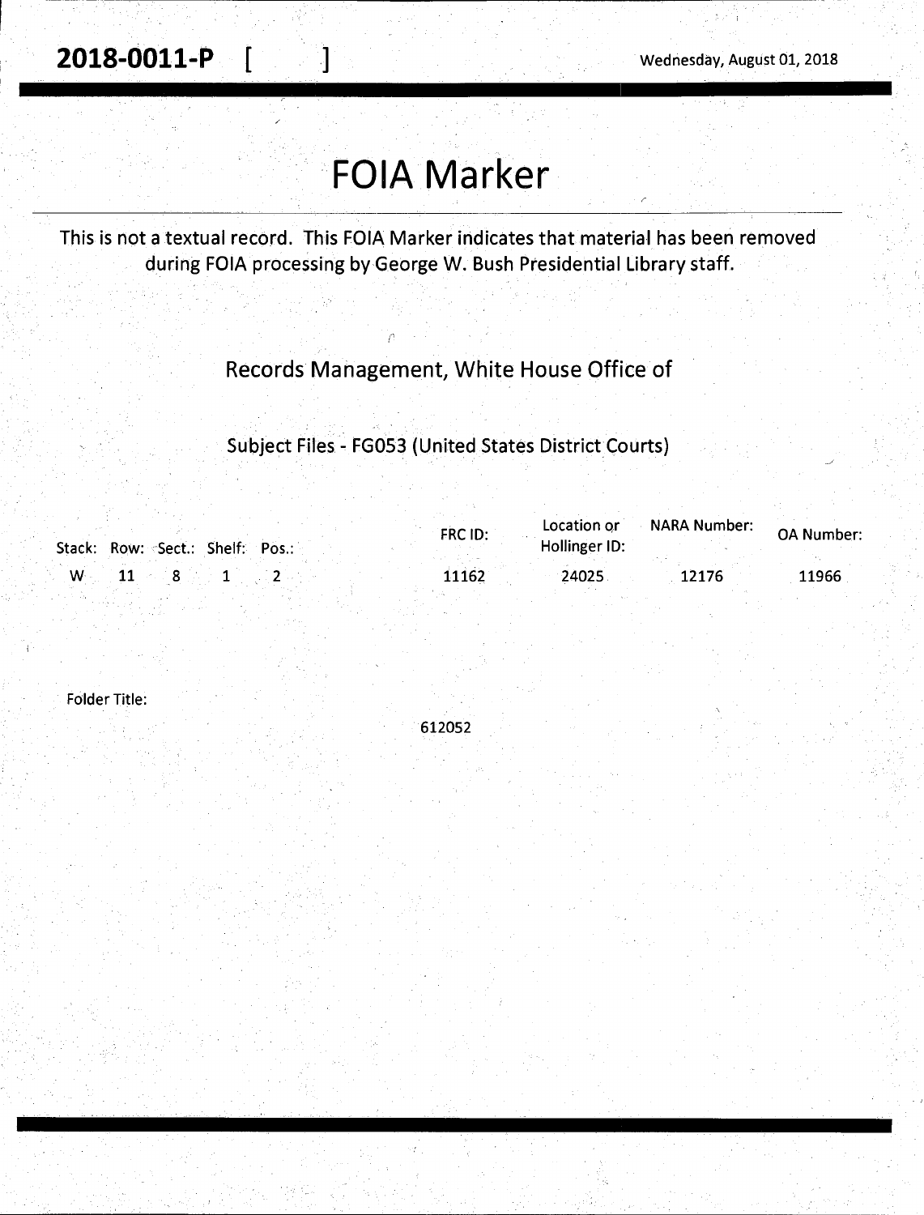**2018-0011-P** [ ]

Wednesday, August 01, 2018

# FOIA Marker

This is not a textual record. This FOIA Marker indicates that material has been removed during FOIA processing by George W. Bush Presidential Library staff.

## Records Management, White House Office of

### Subject Files - FG053 (United States District Courts)

| Stack: | Row: | Sect.: | Shelf: | Pos.: | FRC ID: | Location or Hollinger ID: | NARA Number: | OA Number: |
|---|---|---|---|---|---|---|---|---|
| W | 11 | 8 | 1 | 2 | 11162 | 24025 | 12176 | 11966 |

Folder Title:

612052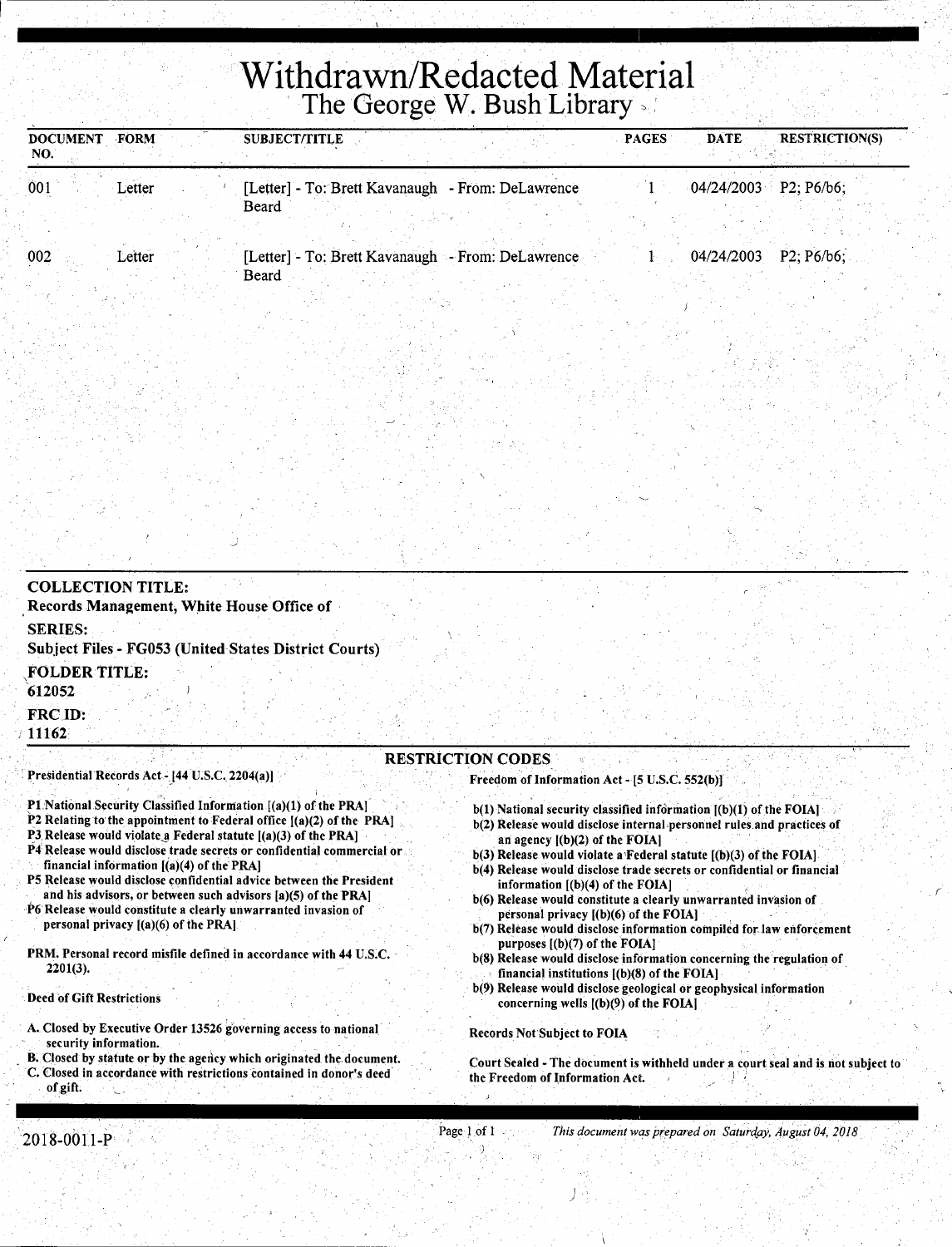# Withdrawn/Redacted Material

## The George W. Bush Library

| DOCUMENT NO. | FORM | SUBJECT/TITLE | PAGES | DATE | RESTRICTION(S) |
|---|---|---|---|---|---|
| 001 | Letter | [Letter] - To: Brett Kavanaugh - From: DeLawrence Beard | 1 | 04/24/2003 | P2; P6/b6; |
| 002 | Letter | [Letter] - To: Brett Kavanaugh - From: DeLawrence Beard | 1 | 04/24/2003 | P2; P6/b6; |

**COLLECTION TITLE:**
Records Management, White House Office of

**SERIES:**
Subject Files - FG053 (United States District Courts)

**FOLDER TITLE:**
612052

**FRC ID:**
11162

### RESTRICTION CODES

**Presidential Records Act - [44 U.S.C. 2204(a)]**

P1 National Security Classified Information [(a)(1) of the PRA]
P2 Relating to the appointment to Federal office [(a)(2) of the PRA]
P3 Release would violate a Federal statute [(a)(3) of the PRA]
P4 Release would disclose trade secrets or confidential commercial or financial information [(a)(4) of the PRA]
P5 Release would disclose confidential advice between the President and his advisors, or between such advisors [a)(5) of the PRA]
P6 Release would constitute a clearly unwarranted invasion of personal privacy [(a)(6) of the PRA]

PRM. Personal record misfile defined in accordance with 44 U.S.C. 2201(3).

**Deed of Gift Restrictions**

A. Closed by Executive Order 13526 governing access to national security information.
B. Closed by statute or by the agency which originated the document.
C. Closed in accordance with restrictions contained in donor's deed of gift.

**Freedom of Information Act - [5 U.S.C. 552(b)]**

b(1) National security classified information [(b)(1) of the FOIA]
b(2) Release would disclose internal personnel rules and practices of an agency [(b)(2) of the FOIA]
b(3) Release would violate a Federal statute [(b)(3) of the FOIA]
b(4) Release would disclose trade secrets or confidential or financial information [(b)(4) of the FOIA]
b(6) Release would constitute a clearly unwarranted invasion of personal privacy [(b)(6) of the FOIA]
b(7) Release would disclose information compiled for law enforcement purposes [(b)(7) of the FOIA]
b(8) Release would disclose information concerning the regulation of financial institutions [(b)(8) of the FOIA]
b(9) Release would disclose geological or geophysical information concerning wells [(b)(9) of the FOIA]

Records Not Subject to FOIA

Court Sealed - The document is withheld under a court seal and is not subject to the Freedom of Information Act.

2018-0011-P

*This document was prepared on Saturday, August 04, 2018*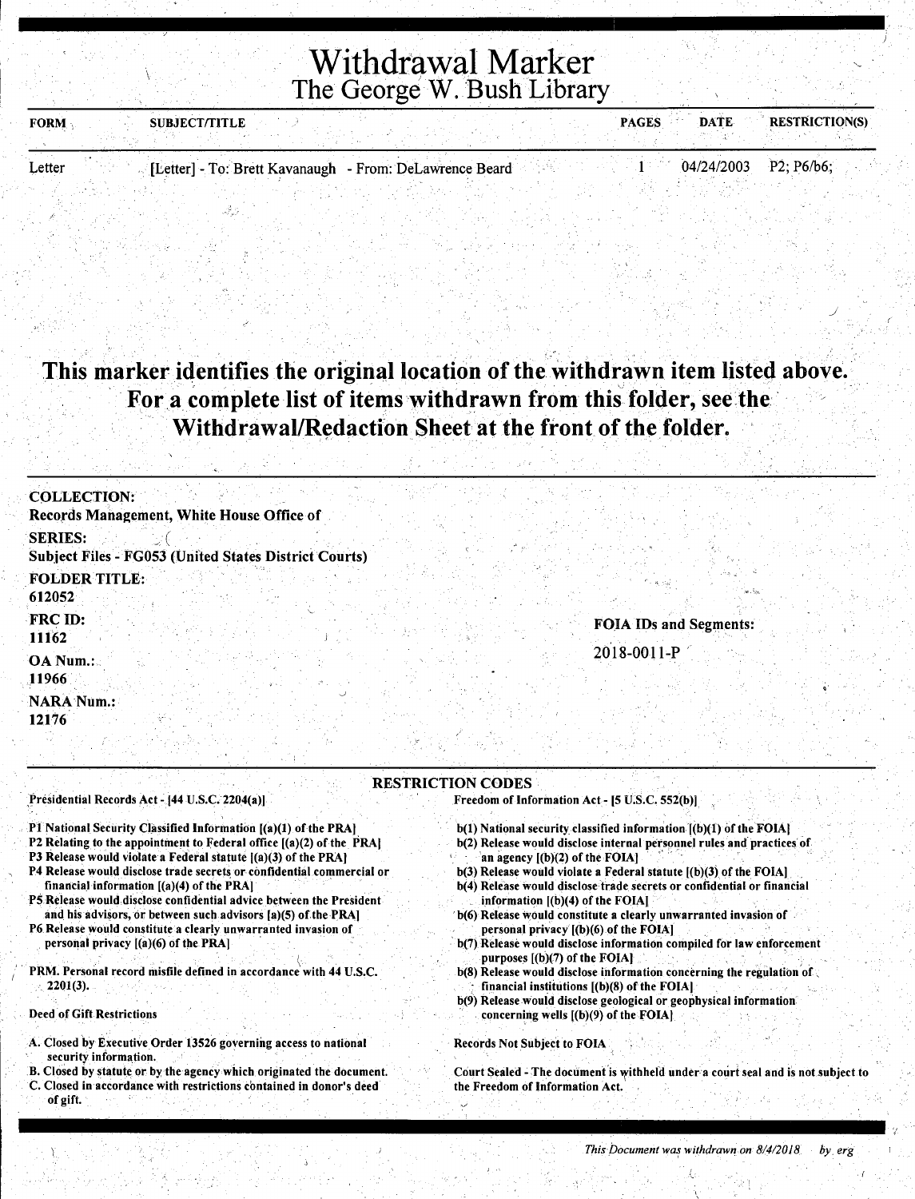# Withdrawal Marker
## The George W. Bush Library

| FORM | SUBJECT/TITLE | PAGES | DATE | RESTRICTION(S) |
|---|---|---|---|---|
| Letter | [Letter] - To: Brett Kavanaugh - From: DeLawrence Beard | 1 | 04/24/2003 | P2; P6/b6; |

**This marker identifies the original location of the withdrawn item listed above. For a complete list of items withdrawn from this folder, see the Withdrawal/Redaction Sheet at the front of the folder.**

**COLLECTION:**
Records Management, White House Office of

**SERIES:**
Subject Files - FG053 (United States District Courts)

**FOLDER TITLE:**
612052

**FRC ID:**
11162

**OA Num.:**
11966

**NARA Num.:**
12176

**FOIA IDs and Segments:**

2018-0011-P

**RESTRICTION CODES**

Presidential Records Act - [44 U.S.C. 2204(a)]

P1 National Security Classified Information [(a)(1) of the PRA]
P2 Relating to the appointment to Federal office [(a)(2) of the PRA]
P3 Release would violate a Federal statute [(a)(3) of the PRA]
P4 Release would disclose trade secrets or confidential commercial or financial information [(a)(4) of the PRA]
P5 Release would disclose confidential advice between the President and his advisors, or between such advisors [a)(5) of the PRA]
P6 Release would constitute a clearly unwarranted invasion of personal privacy [(a)(6) of the PRA]

PRM. Personal record misfile defined in accordance with 44 U.S.C. 2201(3).

Deed of Gift Restrictions

A. Closed by Executive Order 13526 governing access to national security information.
B. Closed by statute or by the agency which originated the document.
C. Closed in accordance with restrictions contained in donor's deed of gift.

Freedom of Information Act - [5 U.S.C. 552(b)]

b(1) National security classified information [(b)(1) of the FOIA]
b(2) Release would disclose internal personnel rules and practices of an agency [(b)(2) of the FOIA]
b(3) Release would violate a Federal statute [(b)(3) of the FOIA]
b(4) Release would disclose trade secrets or confidential or financial information [(b)(4) of the FOIA]
b(6) Release would constitute a clearly unwarranted invasion of personal privacy [(b)(6) of the FOIA]
b(7) Release would disclose information compiled for law enforcement purposes [(b)(7) of the FOIA]
b(8) Release would disclose information concerning the regulation of financial institutions [(b)(8) of the FOIA]
b(9) Release would disclose geological or geophysical information concerning wells [(b)(9) of the FOIA]

Records Not Subject to FOIA

Court Sealed - The document is withheld under a court seal and is not subject to the Freedom of Information Act.

*This Document was withdrawn on 8/4/2018 by erg*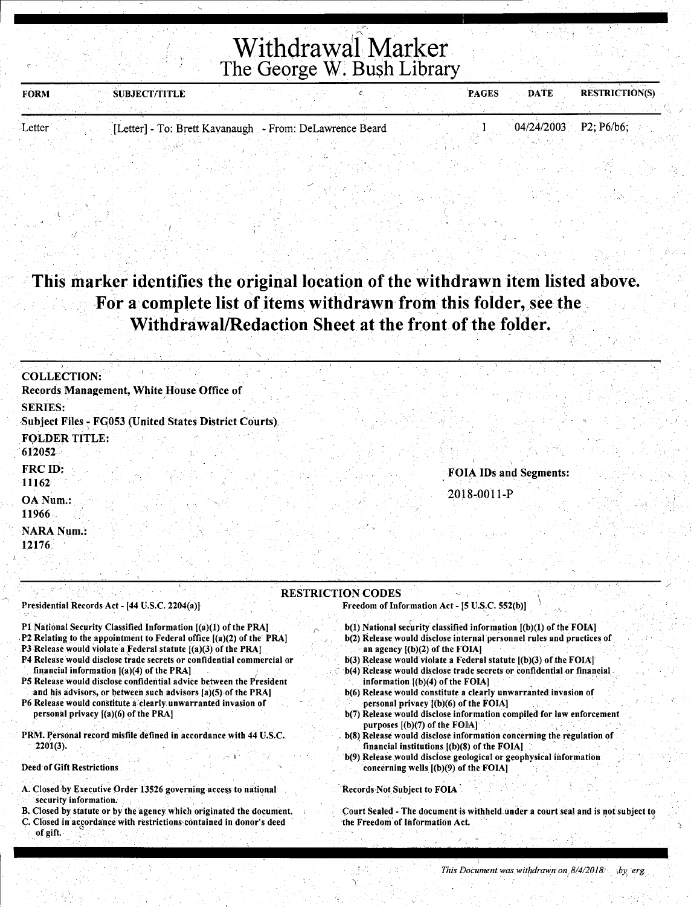# Withdrawal Marker
## The George W. Bush Library

| FORM | SUBJECT/TITLE | PAGES | DATE | RESTRICTION(S) |
|---|---|---|---|---|
| Letter | [Letter] - To: Brett Kavanaugh - From: DeLawrence Beard | 1 | 04/24/2003 | P2; P6/b6; |

**This marker identifies the original location of the withdrawn item listed above. For a complete list of items withdrawn from this folder, see the Withdrawal/Redaction Sheet at the front of the folder.**

**COLLECTION:**
Records Management, White House Office of

**SERIES:**
Subject Files - FG053 (United States District Courts)

**FOLDER TITLE:**
612052

**FRC ID:**
11162

**OA Num.:**
11966

**NARA Num.:**
12176

**FOIA IDs and Segments:**
2018-0011-P

**RESTRICTION CODES**

Presidential Records Act - [44 U.S.C. 2204(a)]

P1 National Security Classified Information [(a)(1) of the PRA]
P2 Relating to the appointment to Federal office [(a)(2) of the PRA]
P3 Release would violate a Federal statute [(a)(3) of the PRA]
P4 Release would disclose trade secrets or confidential commercial or financial information [(a)(4) of the PRA]
P5 Release would disclose confidential advice between the President and his advisors, or between such advisors [a)(5) of the PRA]
P6 Release would constitute a clearly unwarranted invasion of personal privacy [(a)(6) of the PRA]

PRM. Personal record misfile defined in accordance with 44 U.S.C. 2201(3).

Deed of Gift Restrictions

A. Closed by Executive Order 13526 governing access to national security information.
B. Closed by statute or by the agency which originated the document.
C. Closed in accordance with restrictions contained in donor's deed of gift.

Freedom of Information Act - [5 U.S.C. 552(b)]

b(1) National security classified information [(b)(1) of the FOIA]
b(2) Release would disclose internal personnel rules and practices of an agency [(b)(2) of the FOIA]
b(3) Release would violate a Federal statute [(b)(3) of the FOIA]
b(4) Release would disclose trade secrets or confidential or financial information [(b)(4) of the FOIA]
b(6) Release would constitute a clearly unwarranted invasion of personal privacy [(b)(6) of the FOIA]
b(7) Release would disclose information compiled for law enforcement purposes [(b)(7) of the FOIA]
b(8) Release would disclose information concerning the regulation of financial institutions [(b)(8) of the FOIA]
b(9) Release would disclose geological or geophysical information concerning wells [(b)(9) of the FOIA]

Records Not Subject to FOIA

Court Sealed - The document is withheld under a court seal and is not subject to the Freedom of Information Act.

*This Document was withdrawn on 8/4/2018 by erg*